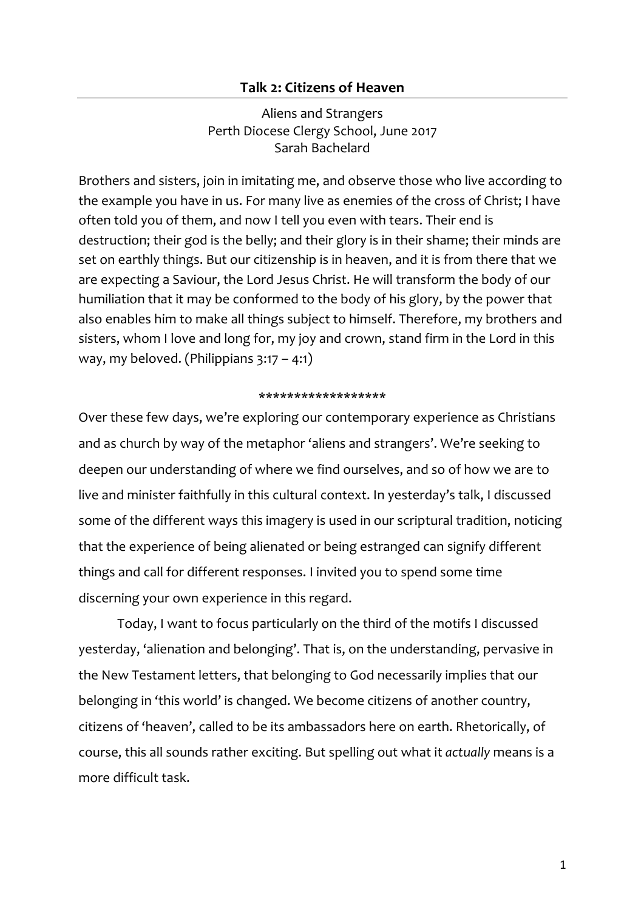## Talk 2: Citizens of Heaven

Aliens and Strangers
Perth Diocese Clergy School, June 2017
Sarah Bachelard

Brothers and sisters, join in imitating me, and observe those who live according to the example you have in us. For many live as enemies of the cross of Christ; I have often told you of them, and now I tell you even with tears. Their end is destruction; their god is the belly; and their glory is in their shame; their minds are set on earthly things. But our citizenship is in heaven, and it is from there that we are expecting a Saviour, the Lord Jesus Christ. He will transform the body of our humiliation that it may be conformed to the body of his glory, by the power that also enables him to make all things subject to himself. Therefore, my brothers and sisters, whom I love and long for, my joy and crown, stand firm in the Lord in this way, my beloved. (Philippians 3:17 – 4:1)

******************

Over these few days, we're exploring our contemporary experience as Christians and as church by way of the metaphor 'aliens and strangers'. We're seeking to deepen our understanding of where we find ourselves, and so of how we are to live and minister faithfully in this cultural context. In yesterday's talk, I discussed some of the different ways this imagery is used in our scriptural tradition, noticing that the experience of being alienated or being estranged can signify different things and call for different responses. I invited you to spend some time discerning your own experience in this regard.

Today, I want to focus particularly on the third of the motifs I discussed yesterday, 'alienation and belonging'. That is, on the understanding, pervasive in the New Testament letters, that belonging to God necessarily implies that our belonging in 'this world' is changed. We become citizens of another country, citizens of 'heaven', called to be its ambassadors here on earth. Rhetorically, of course, this all sounds rather exciting. But spelling out what it *actually* means is a more difficult task.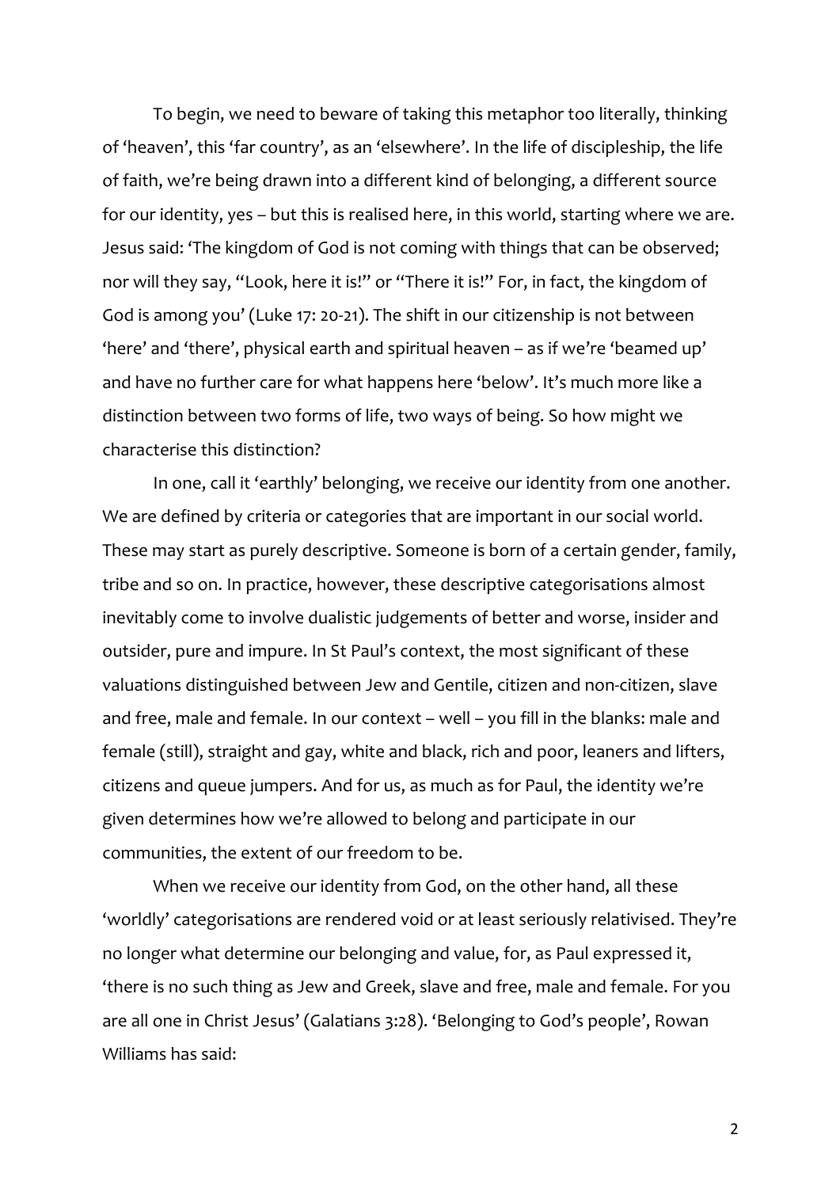To begin, we need to beware of taking this metaphor too literally, thinking of 'heaven', this 'far country', as an 'elsewhere'. In the life of discipleship, the life of faith, we're being drawn into a different kind of belonging, a different source for our identity, yes – but this is realised here, in this world, starting where we are. Jesus said: 'The kingdom of God is not coming with things that can be observed; nor will they say, "Look, here it is!" or "There it is!" For, in fact, the kingdom of God is among you' (Luke 17: 20-21). The shift in our citizenship is not between 'here' and 'there', physical earth and spiritual heaven – as if we're 'beamed up' and have no further care for what happens here 'below'. It's much more like a distinction between two forms of life, two ways of being. So how might we characterise this distinction?

In one, call it 'earthly' belonging, we receive our identity from one another. We are defined by criteria or categories that are important in our social world. These may start as purely descriptive. Someone is born of a certain gender, family, tribe and so on. In practice, however, these descriptive categorisations almost inevitably come to involve dualistic judgements of better and worse, insider and outsider, pure and impure. In St Paul's context, the most significant of these valuations distinguished between Jew and Gentile, citizen and non-citizen, slave and free, male and female. In our context – well – you fill in the blanks: male and female (still), straight and gay, white and black, rich and poor, leaners and lifters, citizens and queue jumpers. And for us, as much as for Paul, the identity we're given determines how we're allowed to belong and participate in our communities, the extent of our freedom to be.

When we receive our identity from God, on the other hand, all these 'worldly' categorisations are rendered void or at least seriously relativised. They're no longer what determine our belonging and value, for, as Paul expressed it, 'there is no such thing as Jew and Greek, slave and free, male and female. For you are all one in Christ Jesus' (Galatians 3:28). 'Belonging to God's people', Rowan Williams has said: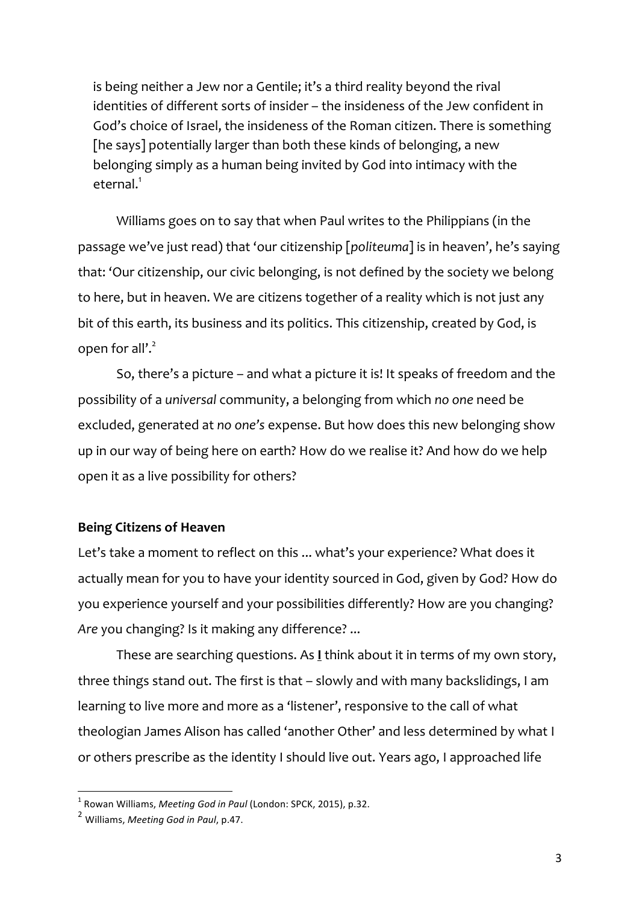> is being neither a Jew nor a Gentile; it's a third reality beyond the rival identities of different sorts of insider – the insideness of the Jew confident in God's choice of Israel, the insideness of the Roman citizen. There is something [he says] potentially larger than both these kinds of belonging, a new belonging simply as a human being invited by God into intimacy with the eternal.[1]

Williams goes on to say that when Paul writes to the Philippians (in the passage we've just read) that 'our citizenship [*politeuma*] is in heaven', he's saying that: 'Our citizenship, our civic belonging, is not defined by the society we belong to here, but in heaven. We are citizens together of a reality which is not just any bit of this earth, its business and its politics. This citizenship, created by God, is open for all'.[2]

So, there's a picture – and what a picture it is! It speaks of freedom and the possibility of a *universal* community, a belonging from which *no one* need be excluded, generated at *no one's* expense. But how does this new belonging show up in our way of being here on earth? How do we realise it? And how do we help open it as a live possibility for others?

**Being Citizens of Heaven**

Let's take a moment to reflect on this ... what's your experience? What does it actually mean for you to have your identity sourced in God, given by God? How do you experience yourself and your possibilities differently? How are you changing? *Are* you changing? Is it making any difference? ...

These are searching questions. As **I** think about it in terms of my own story, three things stand out. The first is that – slowly and with many backslidings, I am learning to live more and more as a 'listener', responsive to the call of what theologian James Alison has called 'another Other' and less determined by what I or others prescribe as the identity I should live out. Years ago, I approached life

---

[1] Rowan Williams, *Meeting God in Paul* (London: SPCK, 2015), p.32.

[2] Williams, *Meeting God in Paul*, p.47.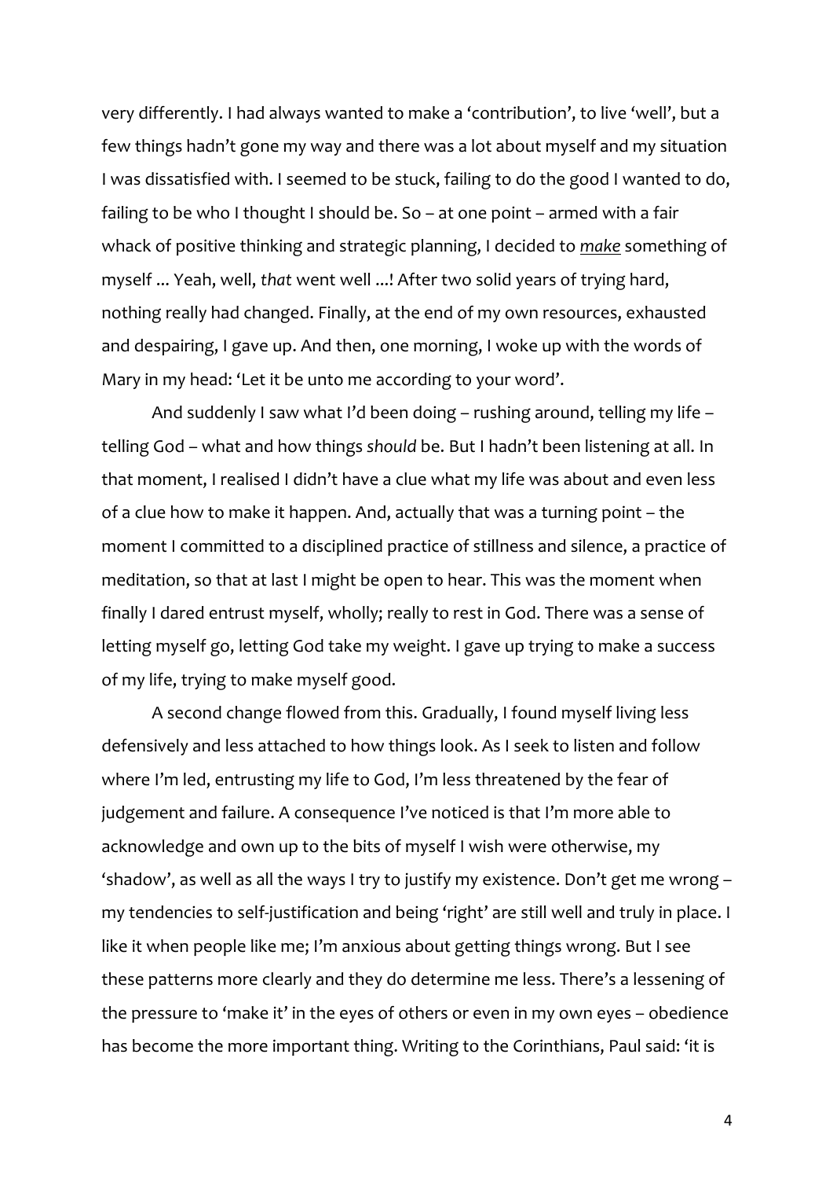very differently. I had always wanted to make a 'contribution', to live 'well', but a few things hadn't gone my way and there was a lot about myself and my situation I was dissatisfied with. I seemed to be stuck, failing to do the good I wanted to do, failing to be who I thought I should be. So – at one point – armed with a fair whack of positive thinking and strategic planning, I decided to ***make*** something of myself ... Yeah, well, *that* went well ...! After two solid years of trying hard, nothing really had changed. Finally, at the end of my own resources, exhausted and despairing, I gave up. And then, one morning, I woke up with the words of Mary in my head: 'Let it be unto me according to your word'.

And suddenly I saw what I'd been doing – rushing around, telling my life – telling God – what and how things *should* be. But I hadn't been listening at all. In that moment, I realised I didn't have a clue what my life was about and even less of a clue how to make it happen. And, actually that was a turning point – the moment I committed to a disciplined practice of stillness and silence, a practice of meditation, so that at last I might be open to hear. This was the moment when finally I dared entrust myself, wholly; really to rest in God. There was a sense of letting myself go, letting God take my weight. I gave up trying to make a success of my life, trying to make myself good.

A second change flowed from this. Gradually, I found myself living less defensively and less attached to how things look. As I seek to listen and follow where I'm led, entrusting my life to God, I'm less threatened by the fear of judgement and failure. A consequence I've noticed is that I'm more able to acknowledge and own up to the bits of myself I wish were otherwise, my 'shadow', as well as all the ways I try to justify my existence. Don't get me wrong – my tendencies to self-justification and being 'right' are still well and truly in place. I like it when people like me; I'm anxious about getting things wrong. But I see these patterns more clearly and they do determine me less. There's a lessening of the pressure to 'make it' in the eyes of others or even in my own eyes – obedience has become the more important thing. Writing to the Corinthians, Paul said: 'it is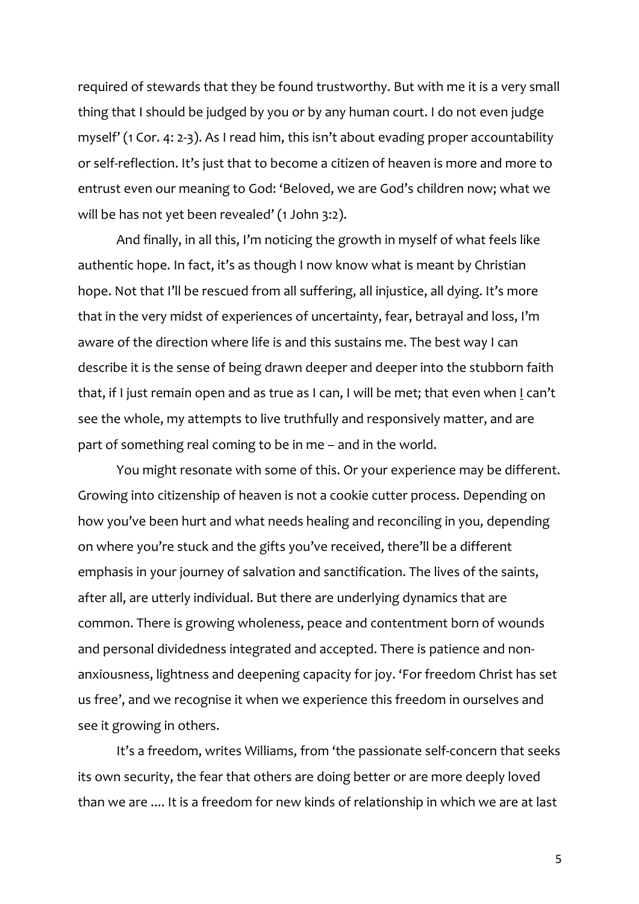required of stewards that they be found trustworthy. But with me it is a very small thing that I should be judged by you or by any human court. I do not even judge myself' (1 Cor. 4: 2-3). As I read him, this isn't about evading proper accountability or self-reflection. It's just that to become a citizen of heaven is more and more to entrust even our meaning to God: 'Beloved, we are God's children now; what we will be has not yet been revealed' (1 John 3:2).

And finally, in all this, I'm noticing the growth in myself of what feels like authentic hope. In fact, it's as though I now know what is meant by Christian hope. Not that I'll be rescued from all suffering, all injustice, all dying. It's more that in the very midst of experiences of uncertainty, fear, betrayal and loss, I'm aware of the direction where life is and this sustains me. The best way I can describe it is the sense of being drawn deeper and deeper into the stubborn faith that, if I just remain open and as true as I can, I will be met; that even when <u>I</u> can't see the whole, my attempts to live truthfully and responsively matter, and are part of something real coming to be in me – and in the world.

You might resonate with some of this. Or your experience may be different. Growing into citizenship of heaven is not a cookie cutter process. Depending on how you've been hurt and what needs healing and reconciling in you, depending on where you're stuck and the gifts you've received, there'll be a different emphasis in your journey of salvation and sanctification. The lives of the saints, after all, are utterly individual. But there are underlying dynamics that are common. There is growing wholeness, peace and contentment born of wounds and personal dividedness integrated and accepted. There is patience and non-anxiousness, lightness and deepening capacity for joy. 'For freedom Christ has set us free', and we recognise it when we experience this freedom in ourselves and see it growing in others.

It's a freedom, writes Williams, from 'the passionate self-concern that seeks its own security, the fear that others are doing better or are more deeply loved than we are .... It is a freedom for new kinds of relationship in which we are at last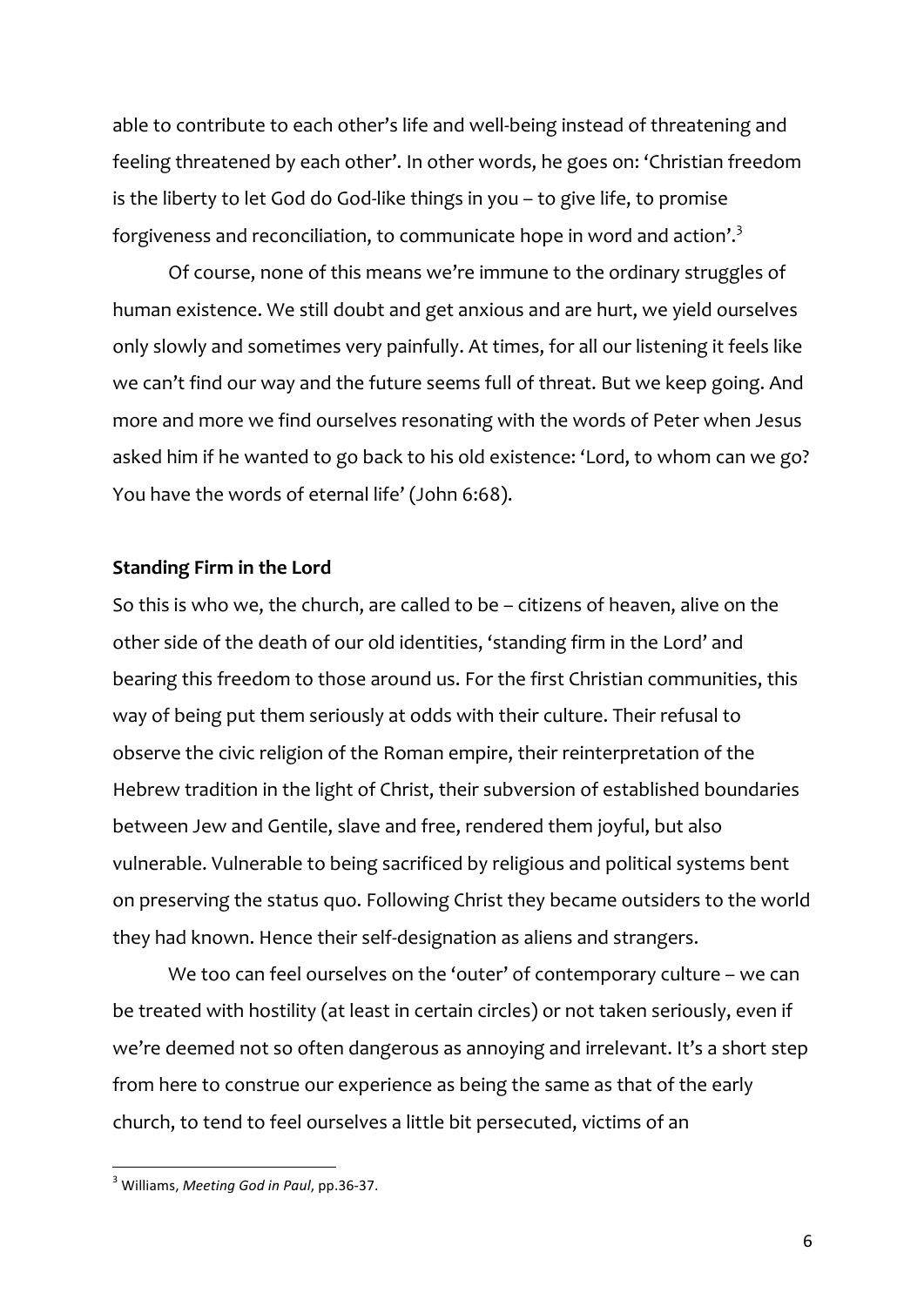able to contribute to each other's life and well-being instead of threatening and feeling threatened by each other'. In other words, he goes on: 'Christian freedom is the liberty to let God do God-like things in you – to give life, to promise forgiveness and reconciliation, to communicate hope in word and action'.[3]

Of course, none of this means we're immune to the ordinary struggles of human existence. We still doubt and get anxious and are hurt, we yield ourselves only slowly and sometimes very painfully. At times, for all our listening it feels like we can't find our way and the future seems full of threat. But we keep going. And more and more we find ourselves resonating with the words of Peter when Jesus asked him if he wanted to go back to his old existence: 'Lord, to whom can we go? You have the words of eternal life' (John 6:68).

**Standing Firm in the Lord**

So this is who we, the church, are called to be – citizens of heaven, alive on the other side of the death of our old identities, 'standing firm in the Lord' and bearing this freedom to those around us. For the first Christian communities, this way of being put them seriously at odds with their culture. Their refusal to observe the civic religion of the Roman empire, their reinterpretation of the Hebrew tradition in the light of Christ, their subversion of established boundaries between Jew and Gentile, slave and free, rendered them joyful, but also vulnerable. Vulnerable to being sacrificed by religious and political systems bent on preserving the status quo. Following Christ they became outsiders to the world they had known. Hence their self-designation as aliens and strangers.

We too can feel ourselves on the 'outer' of contemporary culture – we can be treated with hostility (at least in certain circles) or not taken seriously, even if we're deemed not so often dangerous as annoying and irrelevant. It's a short step from here to construe our experience as being the same as that of the early church, to tend to feel ourselves a little bit persecuted, victims of an

[3] Williams, *Meeting God in Paul*, pp.36-37.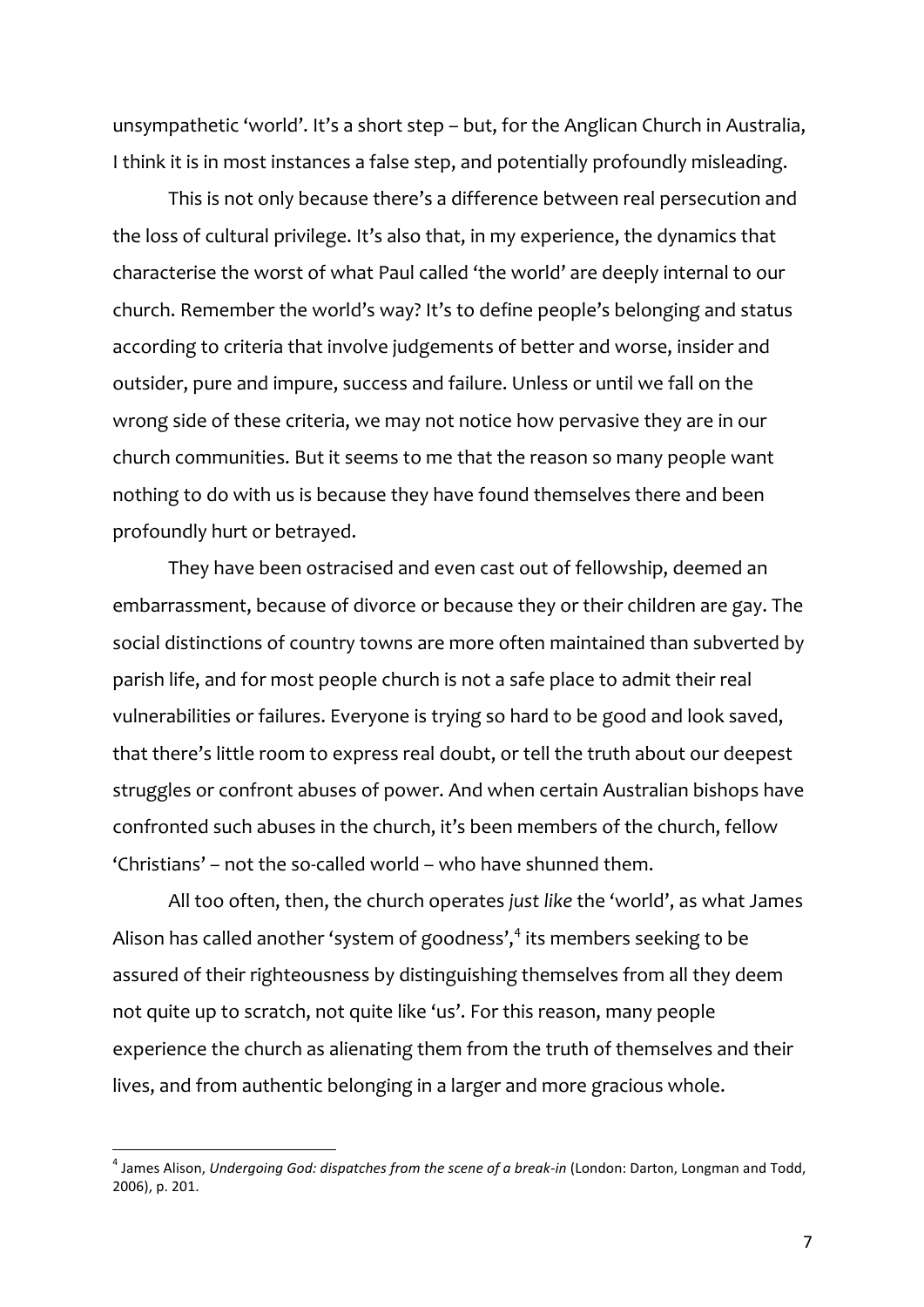unsympathetic 'world'. It's a short step – but, for the Anglican Church in Australia, I think it is in most instances a false step, and potentially profoundly misleading.

This is not only because there's a difference between real persecution and the loss of cultural privilege. It's also that, in my experience, the dynamics that characterise the worst of what Paul called 'the world' are deeply internal to our church. Remember the world's way? It's to define people's belonging and status according to criteria that involve judgements of better and worse, insider and outsider, pure and impure, success and failure. Unless or until we fall on the wrong side of these criteria, we may not notice how pervasive they are in our church communities. But it seems to me that the reason so many people want nothing to do with us is because they have found themselves there and been profoundly hurt or betrayed.

They have been ostracised and even cast out of fellowship, deemed an embarrassment, because of divorce or because they or their children are gay. The social distinctions of country towns are more often maintained than subverted by parish life, and for most people church is not a safe place to admit their real vulnerabilities or failures. Everyone is trying so hard to be good and look saved, that there's little room to express real doubt, or tell the truth about our deepest struggles or confront abuses of power. And when certain Australian bishops have confronted such abuses in the church, it's been members of the church, fellow 'Christians' – not the so-called world – who have shunned them.

All too often, then, the church operates *just like* the 'world', as what James Alison has called another 'system of goodness',[4] its members seeking to be assured of their righteousness by distinguishing themselves from all they deem not quite up to scratch, not quite like 'us'. For this reason, many people experience the church as alienating them from the truth of themselves and their lives, and from authentic belonging in a larger and more gracious whole.

---

[4] James Alison, *Undergoing God: dispatches from the scene of a break-in* (London: Darton, Longman and Todd, 2006), p. 201.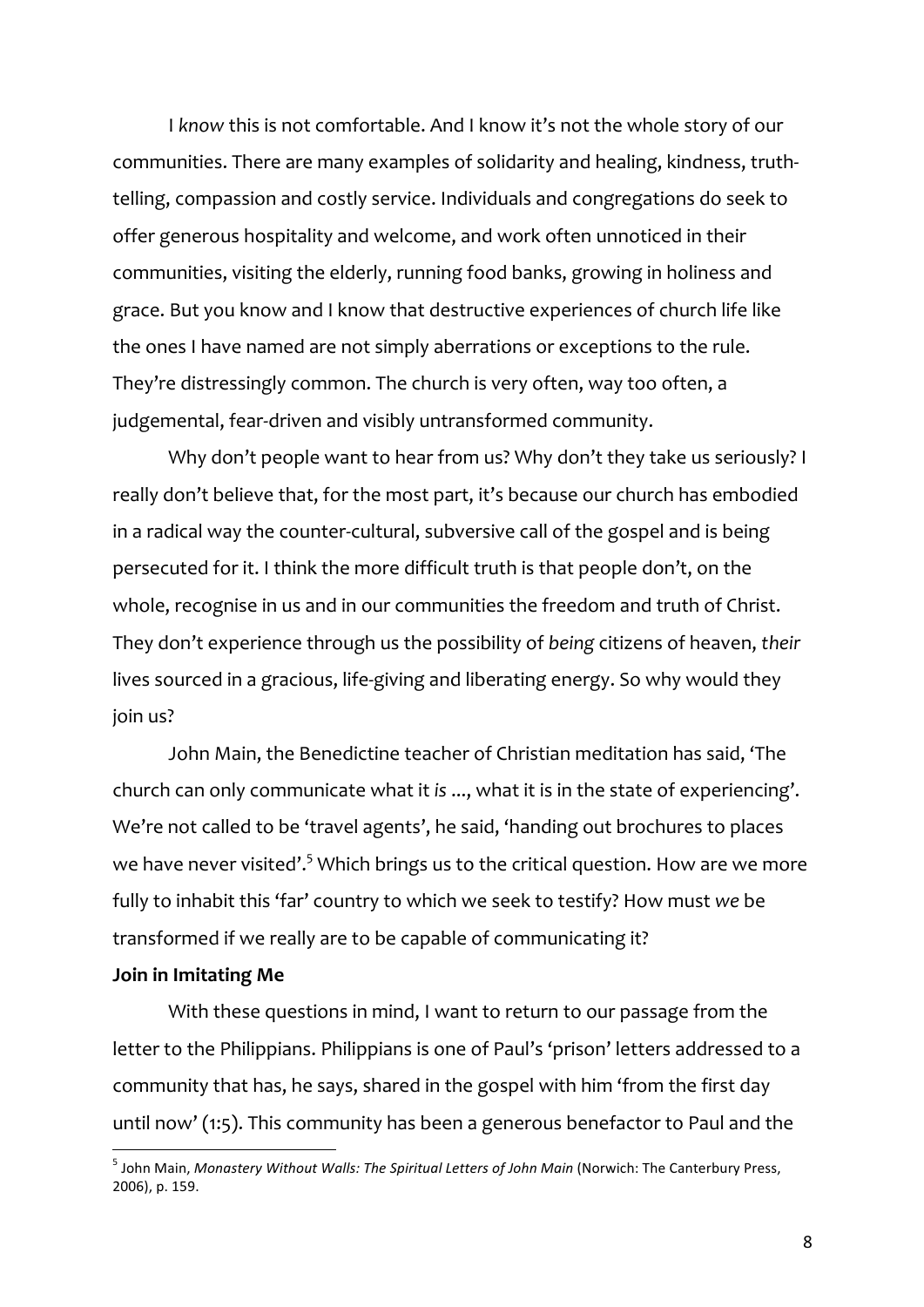I *know* this is not comfortable. And I know it's not the whole story of our communities. There are many examples of solidarity and healing, kindness, truth-telling, compassion and costly service. Individuals and congregations do seek to offer generous hospitality and welcome, and work often unnoticed in their communities, visiting the elderly, running food banks, growing in holiness and grace. But you know and I know that destructive experiences of church life like the ones I have named are not simply aberrations or exceptions to the rule. They're distressingly common. The church is very often, way too often, a judgemental, fear-driven and visibly untransformed community.

Why don't people want to hear from us? Why don't they take us seriously? I really don't believe that, for the most part, it's because our church has embodied in a radical way the counter-cultural, subversive call of the gospel and is being persecuted for it. I think the more difficult truth is that people don't, on the whole, recognise in us and in our communities the freedom and truth of Christ. They don't experience through us the possibility of *being* citizens of heaven, *their* lives sourced in a gracious, life-giving and liberating energy. So why would they join us?

John Main, the Benedictine teacher of Christian meditation has said, 'The church can only communicate what it *is* ..., what it is in the state of experiencing'. We're not called to be 'travel agents', he said, 'handing out brochures to places we have never visited'.[5] Which brings us to the critical question. How are we more fully to inhabit this 'far' country to which we seek to testify? How must *we* be transformed if we really are to be capable of communicating it?

**Join in Imitating Me**

With these questions in mind, I want to return to our passage from the letter to the Philippians. Philippians is one of Paul's 'prison' letters addressed to a community that has, he says, shared in the gospel with him 'from the first day until now' (1:5). This community has been a generous benefactor to Paul and the

[5] John Main, *Monastery Without Walls: The Spiritual Letters of John Main* (Norwich: The Canterbury Press, 2006), p. 159.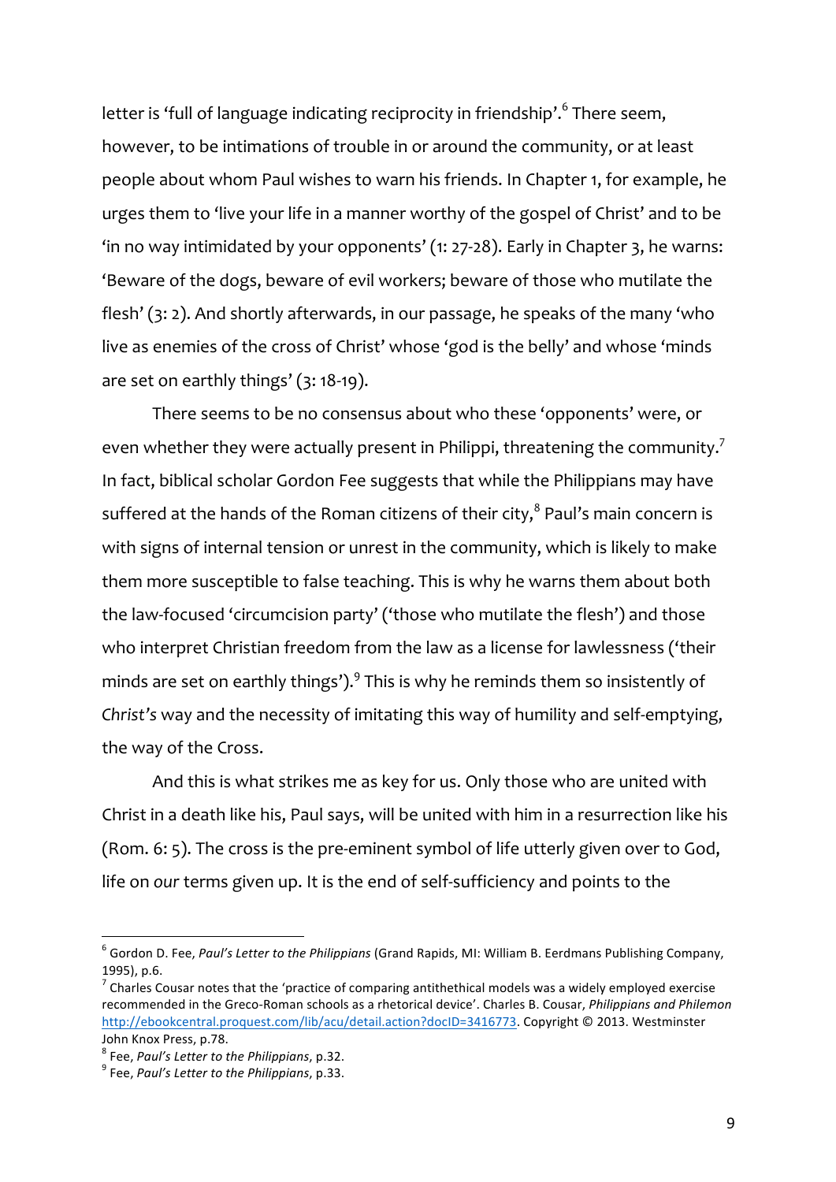letter is 'full of language indicating reciprocity in friendship'.[6] There seem, however, to be intimations of trouble in or around the community, or at least people about whom Paul wishes to warn his friends. In Chapter 1, for example, he urges them to 'live your life in a manner worthy of the gospel of Christ' and to be 'in no way intimidated by your opponents' (1: 27-28). Early in Chapter 3, he warns: 'Beware of the dogs, beware of evil workers; beware of those who mutilate the flesh' (3: 2). And shortly afterwards, in our passage, he speaks of the many 'who live as enemies of the cross of Christ' whose 'god is the belly' and whose 'minds are set on earthly things' (3: 18-19).

There seems to be no consensus about who these 'opponents' were, or even whether they were actually present in Philippi, threatening the community.[7] In fact, biblical scholar Gordon Fee suggests that while the Philippians may have suffered at the hands of the Roman citizens of their city,[8] Paul's main concern is with signs of internal tension or unrest in the community, which is likely to make them more susceptible to false teaching. This is why he warns them about both the law-focused 'circumcision party' ('those who mutilate the flesh') and those who interpret Christian freedom from the law as a license for lawlessness ('their minds are set on earthly things').[9] This is why he reminds them so insistently of *Christ's* way and the necessity of imitating this way of humility and self-emptying, the way of the Cross.

And this is what strikes me as key for us. Only those who are united with Christ in a death like his, Paul says, will be united with him in a resurrection like his (Rom. 6: 5). The cross is the pre-eminent symbol of life utterly given over to God, life on *our* terms given up. It is the end of self-sufficiency and points to the

---

[6] Gordon D. Fee, *Paul's Letter to the Philippians* (Grand Rapids, MI: William B. Eerdmans Publishing Company, 1995), p.6.

[7] Charles Cousar notes that the 'practice of comparing antithethical models was a widely employed exercise recommended in the Greco-Roman schools as a rhetorical device'. Charles B. Cousar, *Philippians and Philemon* http://ebookcentral.proquest.com/lib/acu/detail.action?docID=3416773. Copyright © 2013. Westminster John Knox Press, p.78.

[8] Fee, *Paul's Letter to the Philippians*, p.32.

[9] Fee, *Paul's Letter to the Philippians*, p.33.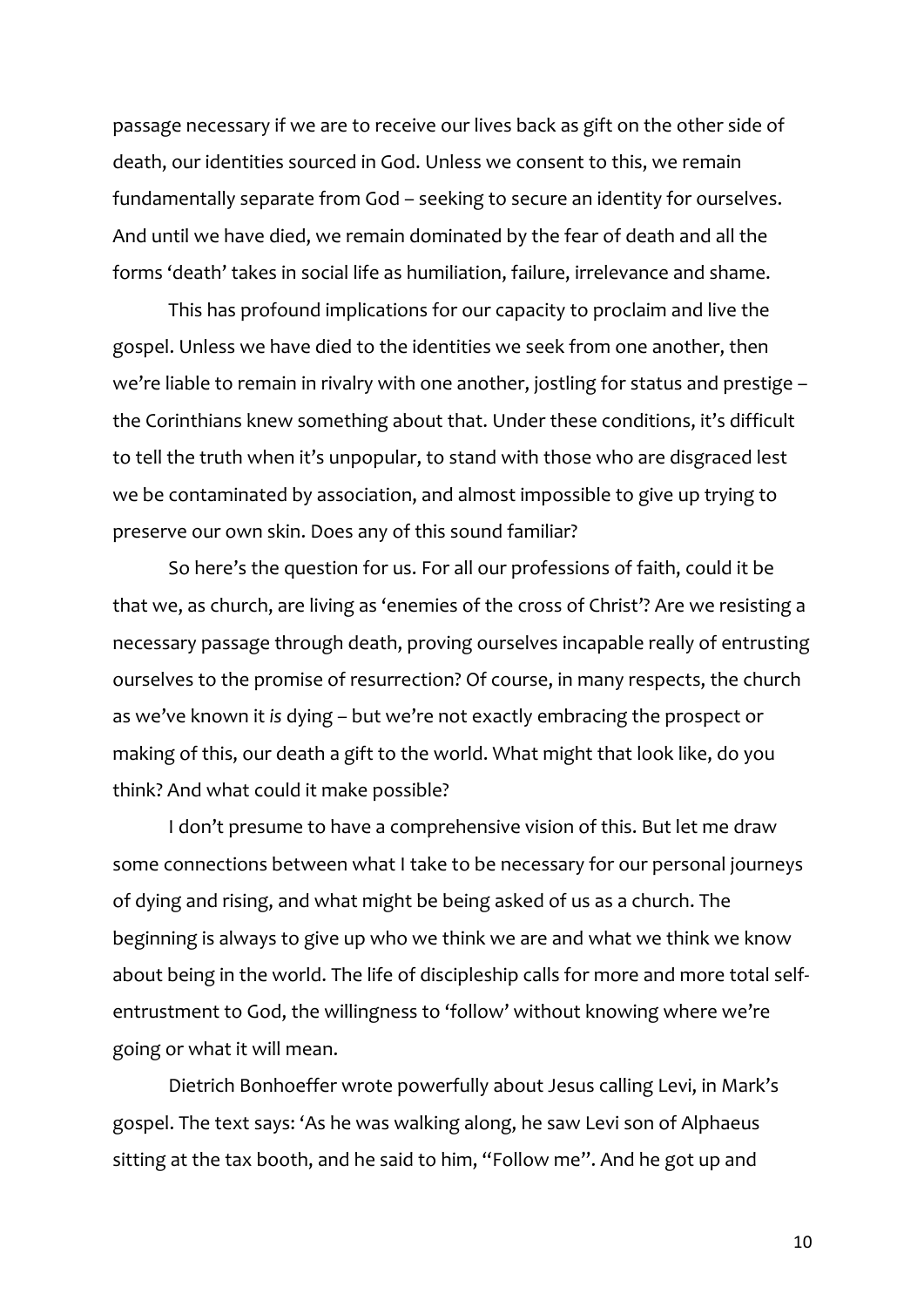passage necessary if we are to receive our lives back as gift on the other side of death, our identities sourced in God. Unless we consent to this, we remain fundamentally separate from God – seeking to secure an identity for ourselves. And until we have died, we remain dominated by the fear of death and all the forms 'death' takes in social life as humiliation, failure, irrelevance and shame.

This has profound implications for our capacity to proclaim and live the gospel. Unless we have died to the identities we seek from one another, then we're liable to remain in rivalry with one another, jostling for status and prestige – the Corinthians knew something about that. Under these conditions, it's difficult to tell the truth when it's unpopular, to stand with those who are disgraced lest we be contaminated by association, and almost impossible to give up trying to preserve our own skin. Does any of this sound familiar?

So here's the question for us. For all our professions of faith, could it be that we, as church, are living as 'enemies of the cross of Christ'? Are we resisting a necessary passage through death, proving ourselves incapable really of entrusting ourselves to the promise of resurrection? Of course, in many respects, the church as we've known it *is* dying – but we're not exactly embracing the prospect or making of this, our death a gift to the world. What might that look like, do you think? And what could it make possible?

I don't presume to have a comprehensive vision of this. But let me draw some connections between what I take to be necessary for our personal journeys of dying and rising, and what might be being asked of us as a church. The beginning is always to give up who we think we are and what we think we know about being in the world. The life of discipleship calls for more and more total self-entrustment to God, the willingness to 'follow' without knowing where we're going or what it will mean.

Dietrich Bonhoeffer wrote powerfully about Jesus calling Levi, in Mark's gospel. The text says: 'As he was walking along, he saw Levi son of Alphaeus sitting at the tax booth, and he said to him, "Follow me". And he got up and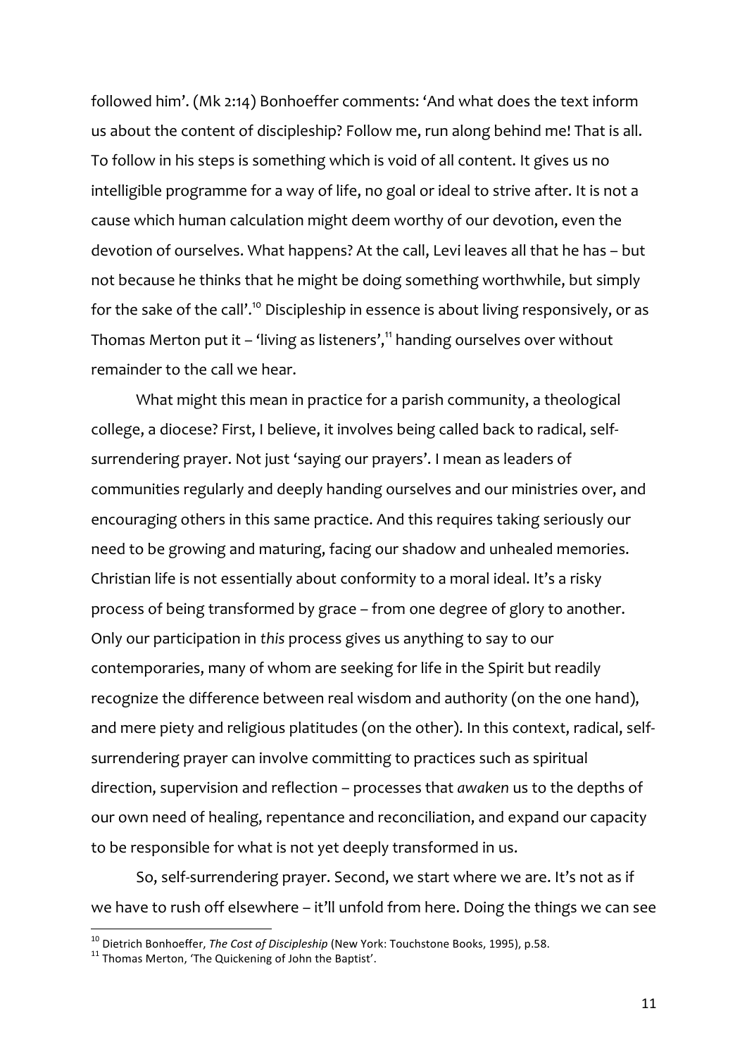followed him'. (Mk 2:14) Bonhoeffer comments: 'And what does the text inform us about the content of discipleship? Follow me, run along behind me! That is all. To follow in his steps is something which is void of all content. It gives us no intelligible programme for a way of life, no goal or ideal to strive after. It is not a cause which human calculation might deem worthy of our devotion, even the devotion of ourselves. What happens? At the call, Levi leaves all that he has – but not because he thinks that he might be doing something worthwhile, but simply for the sake of the call'.[10] Discipleship in essence is about living responsively, or as Thomas Merton put it – 'living as listeners',[11] handing ourselves over without remainder to the call we hear.

What might this mean in practice for a parish community, a theological college, a diocese? First, I believe, it involves being called back to radical, self-surrendering prayer. Not just 'saying our prayers'. I mean as leaders of communities regularly and deeply handing ourselves and our ministries over, and encouraging others in this same practice. And this requires taking seriously our need to be growing and maturing, facing our shadow and unhealed memories. Christian life is not essentially about conformity to a moral ideal. It's a risky process of being transformed by grace – from one degree of glory to another. Only our participation in *this* process gives us anything to say to our contemporaries, many of whom are seeking for life in the Spirit but readily recognize the difference between real wisdom and authority (on the one hand), and mere piety and religious platitudes (on the other). In this context, radical, self-surrendering prayer can involve committing to practices such as spiritual direction, supervision and reflection – processes that *awaken* us to the depths of our own need of healing, repentance and reconciliation, and expand our capacity to be responsible for what is not yet deeply transformed in us.

So, self-surrendering prayer. Second, we start where we are. It's not as if we have to rush off elsewhere – it'll unfold from here. Doing the things we can see

---

[10] Dietrich Bonhoeffer, *The Cost of Discipleship* (New York: Touchstone Books, 1995), p.58.

[11] Thomas Merton, 'The Quickening of John the Baptist'.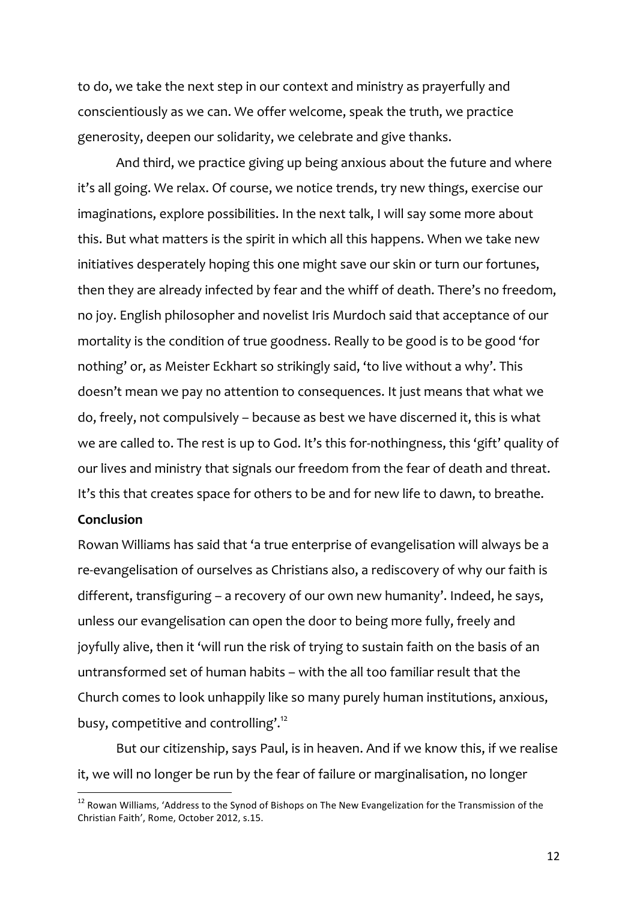to do, we take the next step in our context and ministry as prayerfully and conscientiously as we can. We offer welcome, speak the truth, we practice generosity, deepen our solidarity, we celebrate and give thanks.

And third, we practice giving up being anxious about the future and where it's all going. We relax. Of course, we notice trends, try new things, exercise our imaginations, explore possibilities. In the next talk, I will say some more about this. But what matters is the spirit in which all this happens. When we take new initiatives desperately hoping this one might save our skin or turn our fortunes, then they are already infected by fear and the whiff of death. There's no freedom, no joy. English philosopher and novelist Iris Murdoch said that acceptance of our mortality is the condition of true goodness. Really to be good is to be good 'for nothing' or, as Meister Eckhart so strikingly said, 'to live without a why'. This doesn't mean we pay no attention to consequences. It just means that what we do, freely, not compulsively – because as best we have discerned it, this is what we are called to. The rest is up to God. It's this for-nothingness, this 'gift' quality of our lives and ministry that signals our freedom from the fear of death and threat. It's this that creates space for others to be and for new life to dawn, to breathe.

**Conclusion**

Rowan Williams has said that 'a true enterprise of evangelisation will always be a re-evangelisation of ourselves as Christians also, a rediscovery of why our faith is different, transfiguring – a recovery of our own new humanity'. Indeed, he says, unless our evangelisation can open the door to being more fully, freely and joyfully alive, then it 'will run the risk of trying to sustain faith on the basis of an untransformed set of human habits – with the all too familiar result that the Church comes to look unhappily like so many purely human institutions, anxious, busy, competitive and controlling'.[12]

But our citizenship, says Paul, is in heaven. And if we know this, if we realise it, we will no longer be run by the fear of failure or marginalisation, no longer

---

[12] Rowan Williams, 'Address to the Synod of Bishops on The New Evangelization for the Transmission of the Christian Faith', Rome, October 2012, s.15.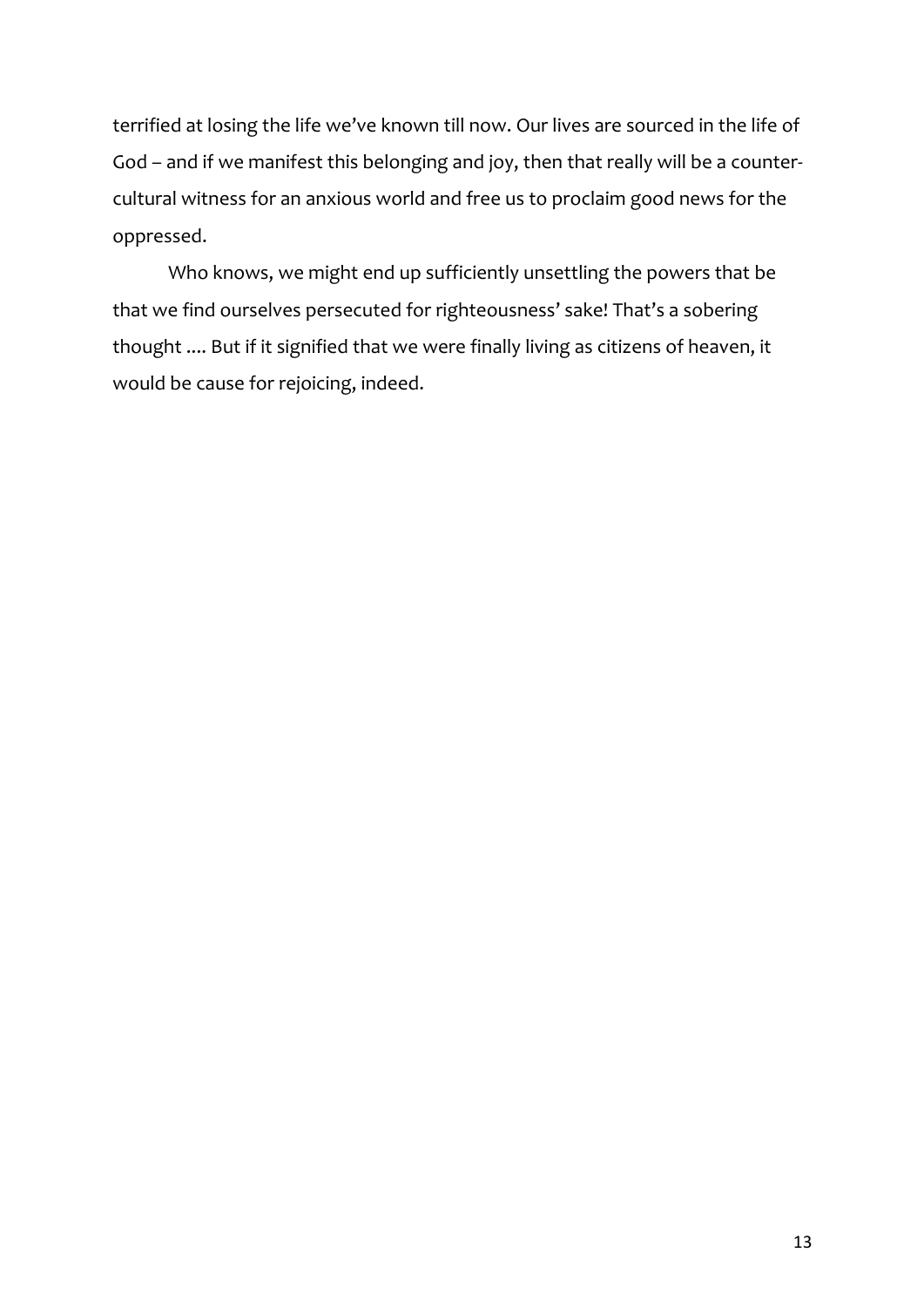terrified at losing the life we've known till now. Our lives are sourced in the life of God – and if we manifest this belonging and joy, then that really will be a counter-cultural witness for an anxious world and free us to proclaim good news for the oppressed.

Who knows, we might end up sufficiently unsettling the powers that be that we find ourselves persecuted for righteousness' sake! That's a sobering thought .... But if it signified that we were finally living as citizens of heaven, it would be cause for rejoicing, indeed.